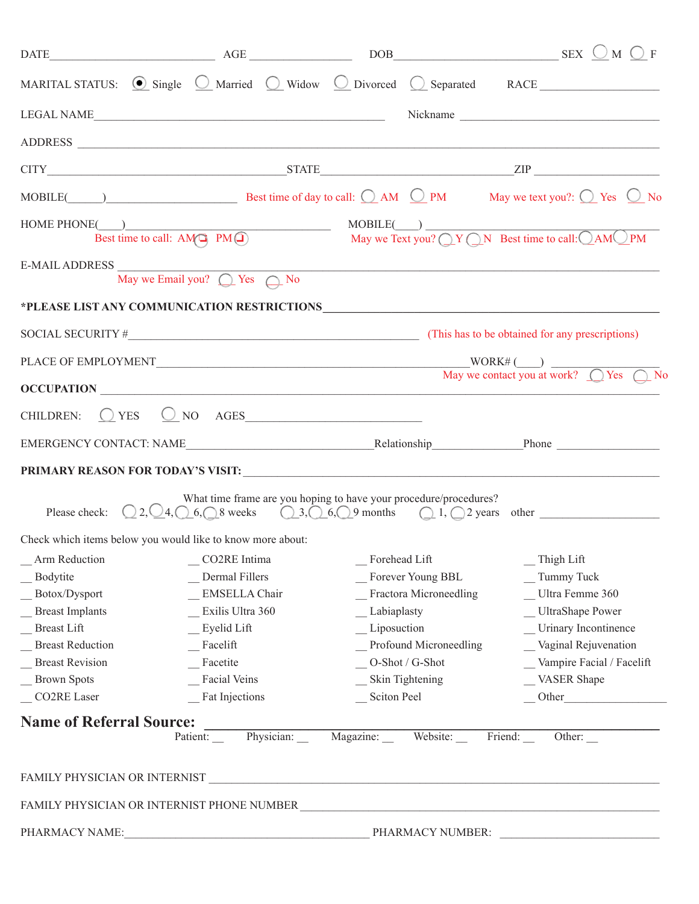DATE______________________ AGE ______________ DOB______________________ SEX ◯ M ◯ F

MARITAL STATUS: ◉ Single ◯ Married ◯ Widow ◯ Divorced ◯ Separated RACE ________________

LEGAL NAME________________________________________ Nickname ____________________________

ADDRESS ____________________________________________________________________________

CITY________________________________STATE___________________________ZIP _______________

MOBILE(______)____________________ Best time of day to call: ◯ AM ◯ PM May we text you?: ◯ Yes ◯ No

HOME PHONE(____)________________________________ MOBILE(____) ______________________________
Best time to call: AM ◯ PM ◯ May we Text you? ◯ Y ◯ N Best time to call: ◯ AM ◯ PM

E-MAIL ADDRESS ______________________________________________________________________
May we Email you? ◯ Yes ◯ No

***PLEASE LIST ANY COMMUNICATION RESTRICTIONS**____________________________________________

SOCIAL SECURITY #________________________________________ (This has to be obtained for any prescriptions)

PLACE OF EMPLOYMENT__________________________________________WORK# (____) ______________
May we contact you at work? ◯ Yes ◯ No

**OCCUPATION** ______________________________________________________________________

CHILDREN: ◯ YES ◯ NO AGES___________________________

EMERGENCY CONTACT: NAME__________________________Relationship_____________Phone _______________

**PRIMARY REASON FOR TODAY'S VISIT:** ________________________________________________________

What time frame are you hoping to have your procedure/procedures?
Please check: ◯ 2, ◯ 4, ◯ 6, ◯ 8 weeks ◯ 3, ◯ 6, ◯ 9 months ◯ 1, ◯ 2 years other ____________________

Check which items below you would like to know more about:

| | | | |
|---|---|---|---|
| __ Arm Reduction | __ CO2RE Intima | __ Forehead Lift | __ Thigh Lift |
| __ Bodytite | __ Dermal Fillers | __ Forever Young BBL | __ Tummy Tuck |
| __ Botox/Dysport | __ EMSELLA Chair | __ Fractora Microneedling | __ Ultra Femme 360 |
| __ Breast Implants | __ Exilis Ultra 360 | __ Labiaplasty | __ UltraShape Power |
| __ Breast Lift | __ Eyelid Lift | __ Liposuction | __ Urinary Incontinence |
| __ Breast Reduction | __ Facelift | __ Profound Microneedling | __ Vaginal Rejuvenation |
| __ Breast Revision | __ Facetite | __ O-Shot / G-Shot | __ Vampire Facial / Facelift |
| __ Brown Spots | __ Facial Veins | __ Skin Tightening | __ VASER Shape |
| __ CO2RE Laser | __ Fat Injections | __ Sciton Peel | __ Other_______________ |

## Name of Referral Source: ________________________________

Patient: __ Physician: __ Magazine: __ Website: __ Friend: __ Other: __

FAMILY PHYSICIAN OR INTERNIST ______________________________________________________________

FAMILY PHYSICIAN OR INTERNIST PHONE NUMBER _________________________________________________

PHARMACY NAME:________________________________ PHARMACY NUMBER: _______________________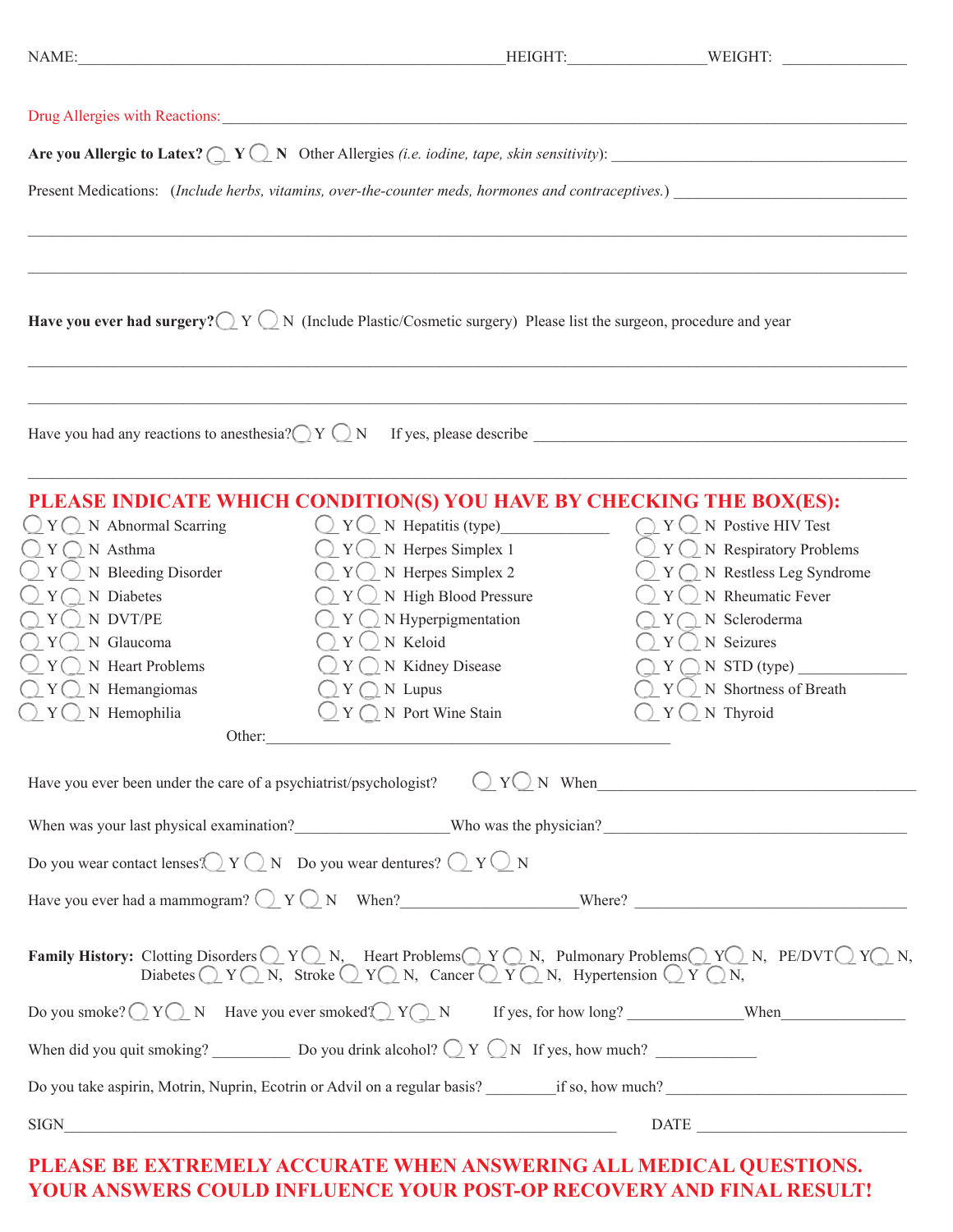NAME:______________________________ HEIGHT:______________ WEIGHT: ______________

Drug Allergies with Reactions: ______________________________________________________________

**Are you Allergic to Latex?** ◯ **Y** ◯ **N** Other Allergies *(i.e. iodine, tape, skin sensitivity)*: ______________________________

Present Medications: *(Include herbs, vitamins, over-the-counter meds, hormones and contraceptives.)* ______________________________

______________________________________________________________________________

______________________________________________________________________________

**Have you ever had surgery?** ◯ Y ◯ N (Include Plastic/Cosmetic surgery) Please list the surgeon, procedure and year

______________________________________________________________________________

______________________________________________________________________________

Have you had any reactions to anesthesia? ◯ Y ◯ N If yes, please describe ______________________________

______________________________________________________________________________

## PLEASE INDICATE WHICH CONDITION(S) YOU HAVE BY CHECKING THE BOX(ES):

| | | |
|---|---|---|
| ◯ Y ◯ N Abnormal Scarring | ◯ Y ◯ N Hepatitis (type)______________ | ◯ Y ◯ N Postive HIV Test |
| ◯ Y ◯ N Asthma | ◯ Y ◯ N Herpes Simplex 1 | ◯ Y ◯ N Respiratory Problems |
| ◯ Y ◯ N Bleeding Disorder | ◯ Y ◯ N Herpes Simplex 2 | ◯ Y ◯ N Restless Leg Syndrome |
| ◯ Y ◯ N Diabetes | ◯ Y ◯ N High Blood Pressure | ◯ Y ◯ N Rheumatic Fever |
| ◯ Y ◯ N DVT/PE | ◯ Y ◯ N Hyperpigmentation | ◯ Y ◯ N Scleroderma |
| ◯ Y ◯ N Glaucoma | ◯ Y ◯ N Keloid | ◯ Y ◯ N Seizures |
| ◯ Y ◯ N Heart Problems | ◯ Y ◯ N Kidney Disease | ◯ Y ◯ N STD (type) ______________ |
| ◯ Y ◯ N Hemangiomas | ◯ Y ◯ N Lupus | ◯ Y ◯ N Shortness of Breath |
| ◯ Y ◯ N Hemophilia | ◯ Y ◯ N Port Wine Stain | ◯ Y ◯ N Thyroid |

Other:______________________________________________

Have you ever been under the care of a psychiatrist/psychologist? ◯ Y ◯ N When______________________________

When was your last physical examination?__________________ Who was the physician?______________________________

Do you wear contact lenses? ◯ Y ◯ N Do you wear dentures? ◯ Y ◯ N

Have you ever had a mammogram? ◯ Y ◯ N When?____________________ Where? ______________________________

**Family History:** Clotting Disorders ◯ Y ◯ N, Heart Problems ◯ Y ◯ N, Pulmonary Problems ◯ Y ◯ N, PE/DVT ◯ Y ◯ N, Diabetes ◯ Y ◯ N, Stroke ◯ Y ◯ N, Cancer ◯ Y ◯ N, Hypertension ◯ Y ◯ N,

Do you smoke? ◯ Y ◯ N Have you ever smoked? ◯ Y ◯ N If yes, for how long? ______________ When______________

When did you quit smoking? __________ Do you drink alcohol? ◯ Y ◯ N If yes, how much? ____________

Do you take aspirin, Motrin, Nuprin, Ecotrin or Advil on a regular basis? _________ if so, how much? ______________________________

SIGN______________________________________________ DATE ______________________

**PLEASE BE EXTREMELY ACCURATE WHEN ANSWERING ALL MEDICAL QUESTIONS.**
**YOUR ANSWERS COULD INFLUENCE YOUR POST-OP RECOVERY AND FINAL RESULT!**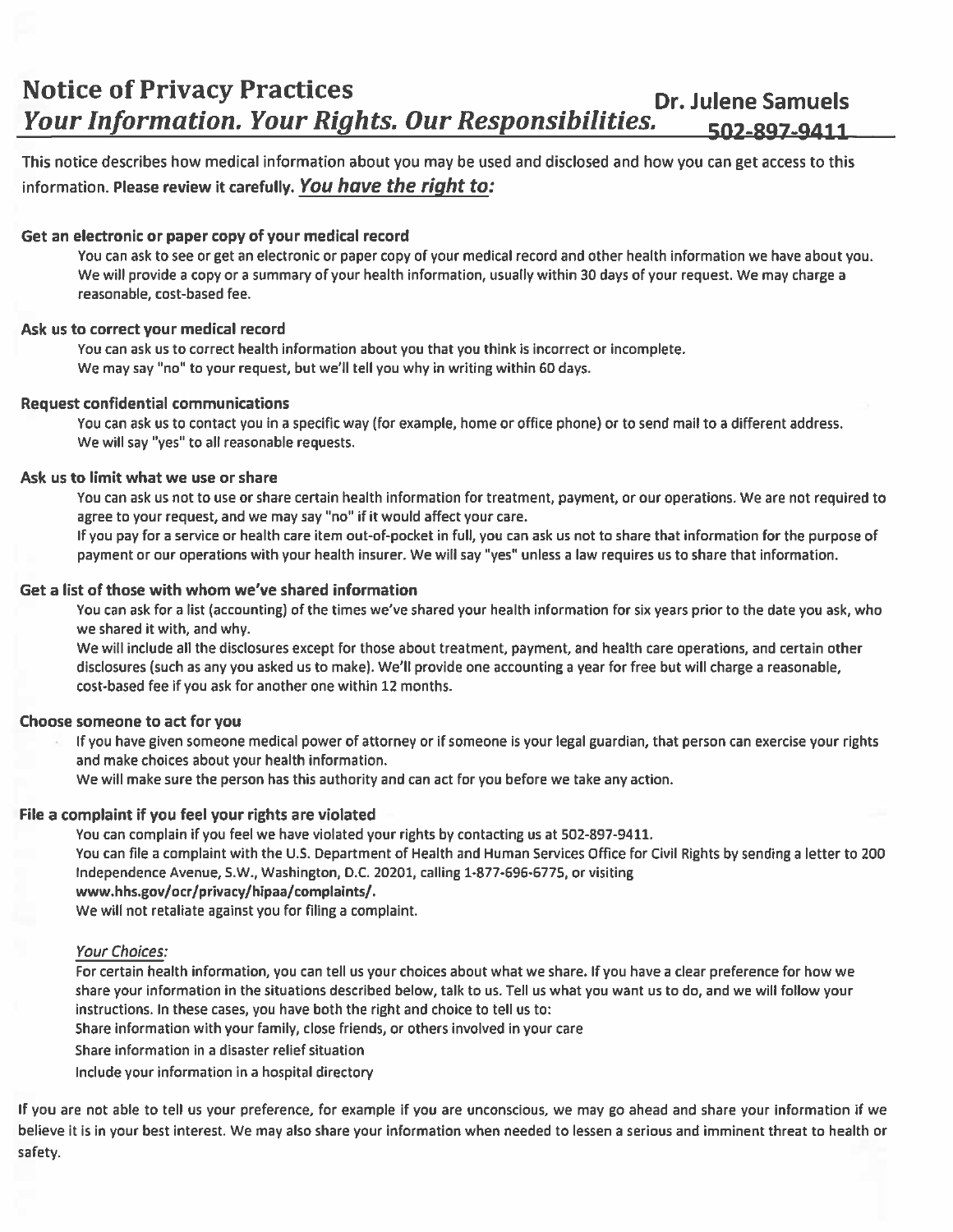# Notice of Privacy Practices

## *Your Information. Your Rights. Our Responsibilities.*

**Dr. Julene Samuels**
**502-897-9411**

This notice describes how medical information about you may be used and disclosed and how you can get access to this information. **Please review it carefully.** ***You have the right to:***

### Get an electronic or paper copy of your medical record

You can ask to see or get an electronic or paper copy of your medical record and other health information we have about you. We will provide a copy or a summary of your health information, usually within 30 days of your request. We may charge a reasonable, cost-based fee.

### Ask us to correct your medical record

You can ask us to correct health information about you that you think is incorrect or incomplete.
We may say "no" to your request, but we'll tell you why in writing within 60 days.

### Request confidential communications

You can ask us to contact you in a specific way (for example, home or office phone) or to send mail to a different address.
We will say "yes" to all reasonable requests.

### Ask us to limit what we use or share

You can ask us not to use or share certain health information for treatment, payment, or our operations. We are not required to agree to your request, and we may say "no" if it would affect your care.
If you pay for a service or health care item out-of-pocket in full, you can ask us not to share that information for the purpose of payment or our operations with your health insurer. We will say "yes" unless a law requires us to share that information.

### Get a list of those with whom we've shared information

You can ask for a list (accounting) of the times we've shared your health information for six years prior to the date you ask, who we shared it with, and why.
We will include all the disclosures except for those about treatment, payment, and health care operations, and certain other disclosures (such as any you asked us to make). We'll provide one accounting a year for free but will charge a reasonable, cost-based fee if you ask for another one within 12 months.

### Choose someone to act for you

If you have given someone medical power of attorney or if someone is your legal guardian, that person can exercise your rights and make choices about your health information.
We will make sure the person has this authority and can act for you before we take any action.

### File a complaint if you feel your rights are violated

You can complain if you feel we have violated your rights by contacting us at 502-897-9411.
You can file a complaint with the U.S. Department of Health and Human Services Office for Civil Rights by sending a letter to 200 Independence Avenue, S.W., Washington, D.C. 20201, calling 1-877-696-6775, or visiting
**www.hhs.gov/ocr/privacy/hipaa/complaints/.**
We will not retaliate against you for filing a complaint.

*Your Choices:*

For certain health information, you can tell us your choices about what we share. If you have a clear preference for how we share your information in the situations described below, talk to us. Tell us what you want us to do, and we will follow your instructions. In these cases, you have both the right and choice to tell us to:

Share information with your family, close friends, or others involved in your care

Share information in a disaster relief situation

Include your information in a hospital directory

If you are not able to tell us your preference, for example if you are unconscious, we may go ahead and share your information if we believe it is in your best interest. We may also share your information when needed to lessen a serious and imminent threat to health or safety.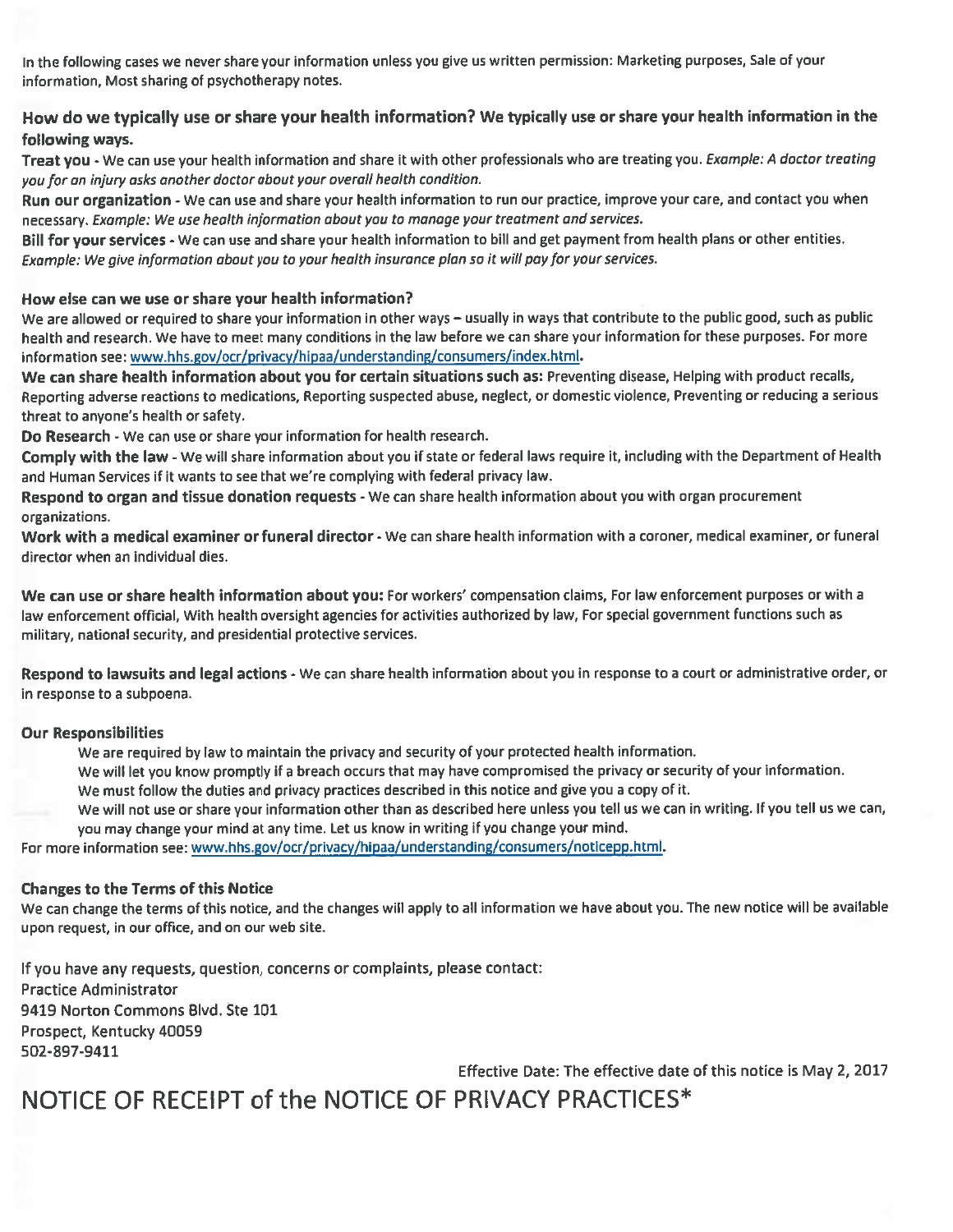In the following cases we never share your information unless you give us written permission: Marketing purposes, Sale of your information, Most sharing of psychotherapy notes.

## How do we typically use or share your health information? We typically use or share your health information in the following ways.

**Treat you** - We can use your health information and share it with other professionals who are treating you. *Example: A doctor treating you for an injury asks another doctor about your overall health condition.*

**Run our organization** - We can use and share your health information to run our practice, improve your care, and contact you when necessary. *Example: We use health information about you to manage your treatment and services.*

**Bill for your services** - We can use and share your health information to bill and get payment from health plans or other entities. *Example: We give information about you to your health insurance plan so it will pay for your services.*

### How else can we use or share your health information?

We are allowed or required to share your information in other ways – usually in ways that contribute to the public good, such as public health and research. We have to meet many conditions in the law before we can share your information for these purposes. For more information see: www.hhs.gov/ocr/privacy/hipaa/understanding/consumers/index.html.

**We can share health information about you for certain situations such as:** Preventing disease, Helping with product recalls, Reporting adverse reactions to medications, Reporting suspected abuse, neglect, or domestic violence, Preventing or reducing a serious threat to anyone's health or safety.

**Do Research** - We can use or share your information for health research.

**Comply with the law** - We will share information about you if state or federal laws require it, including with the Department of Health and Human Services if it wants to see that we're complying with federal privacy law.

**Respond to organ and tissue donation requests** - We can share health information about you with organ procurement organizations.

**Work with a medical examiner or funeral director** - We can share health information with a coroner, medical examiner, or funeral director when an individual dies.

**We can use or share health information about you:** For workers' compensation claims, For law enforcement purposes or with a law enforcement official, With health oversight agencies for activities authorized by law, For special government functions such as military, national security, and presidential protective services.

**Respond to lawsuits and legal actions** - We can share health information about you in response to a court or administrative order, or in response to a subpoena.

### Our Responsibilities

We are required by law to maintain the privacy and security of your protected health information.

We will let you know promptly if a breach occurs that may have compromised the privacy or security of your information.

We must follow the duties and privacy practices described in this notice and give you a copy of it.

We will not use or share your information other than as described here unless you tell us we can in writing. If you tell us we can, you may change your mind at any time. Let us know in writing if you change your mind.

For more information see: www.hhs.gov/ocr/privacy/hipaa/understanding/consumers/noticepp.html.

### Changes to the Terms of this Notice

We can change the terms of this notice, and the changes will apply to all information we have about you. The new notice will be available upon request, in our office, and on our web site.

If you have any requests, question, concerns or complaints, please contact:
Practice Administrator
9419 Norton Commons Blvd. Ste 101
Prospect, Kentucky 40059
502-897-9411

Effective Date: The effective date of this notice is May 2, 2017

# NOTICE OF RECEIPT of the NOTICE OF PRIVACY PRACTICES*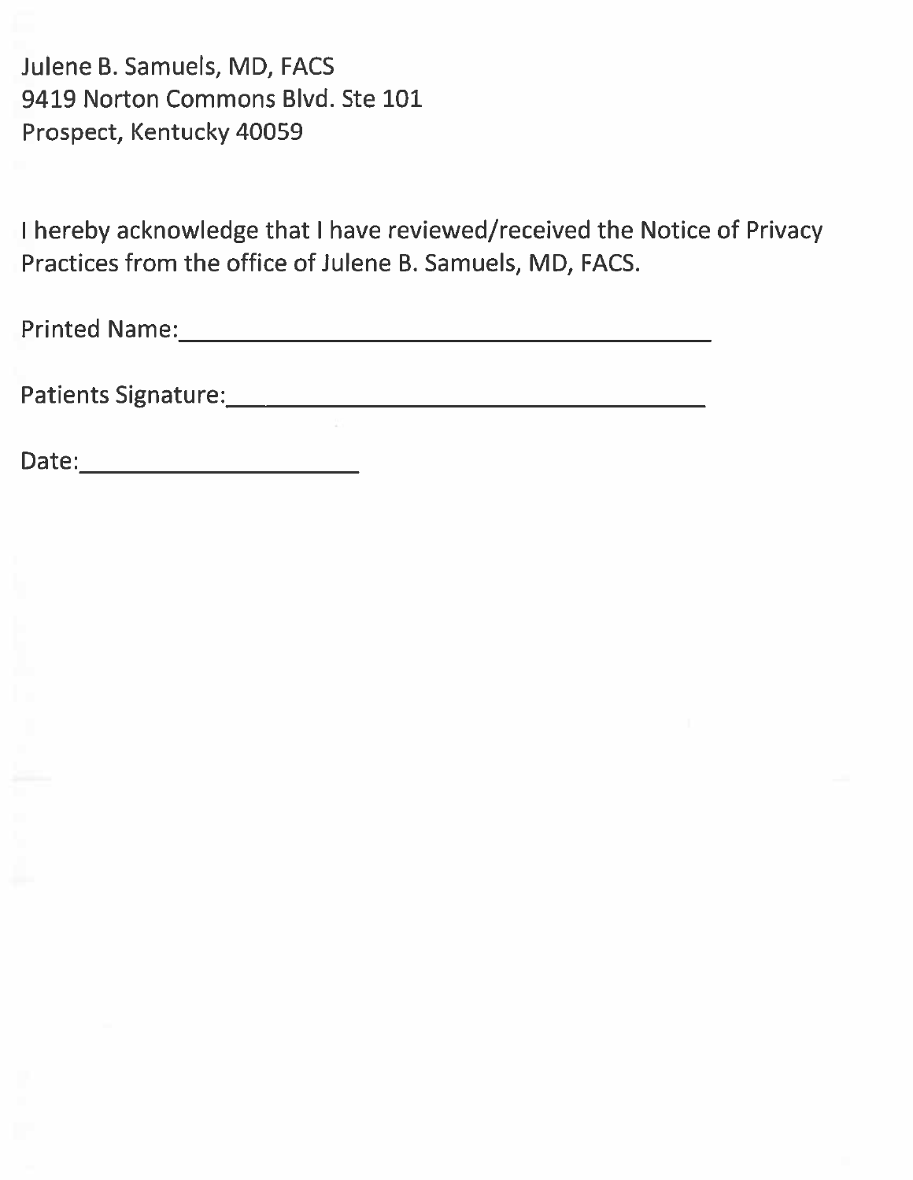Julene B. Samuels, MD, FACS
9419 Norton Commons Blvd. Ste 101
Prospect, Kentucky 40059

I hereby acknowledge that I have reviewed/received the Notice of Privacy Practices from the office of Julene B. Samuels, MD, FACS.

Printed Name:________________________________________

Patients Signature:____________________________________

Date:____________________